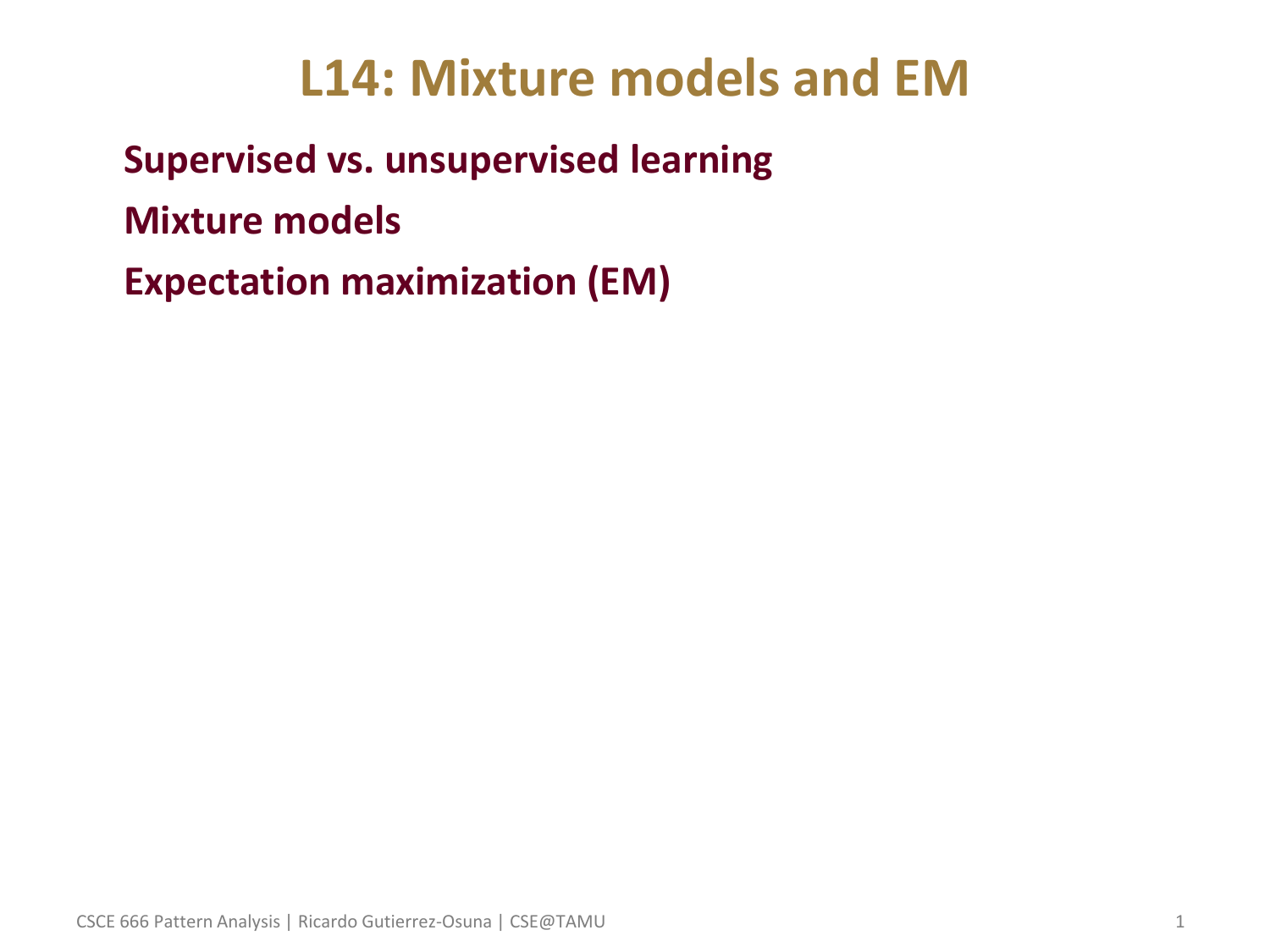# L14: Mixture models and EM

**Supervised vs. unsupervised learning**

**Mixture models**

**Expectation maximization (EM)**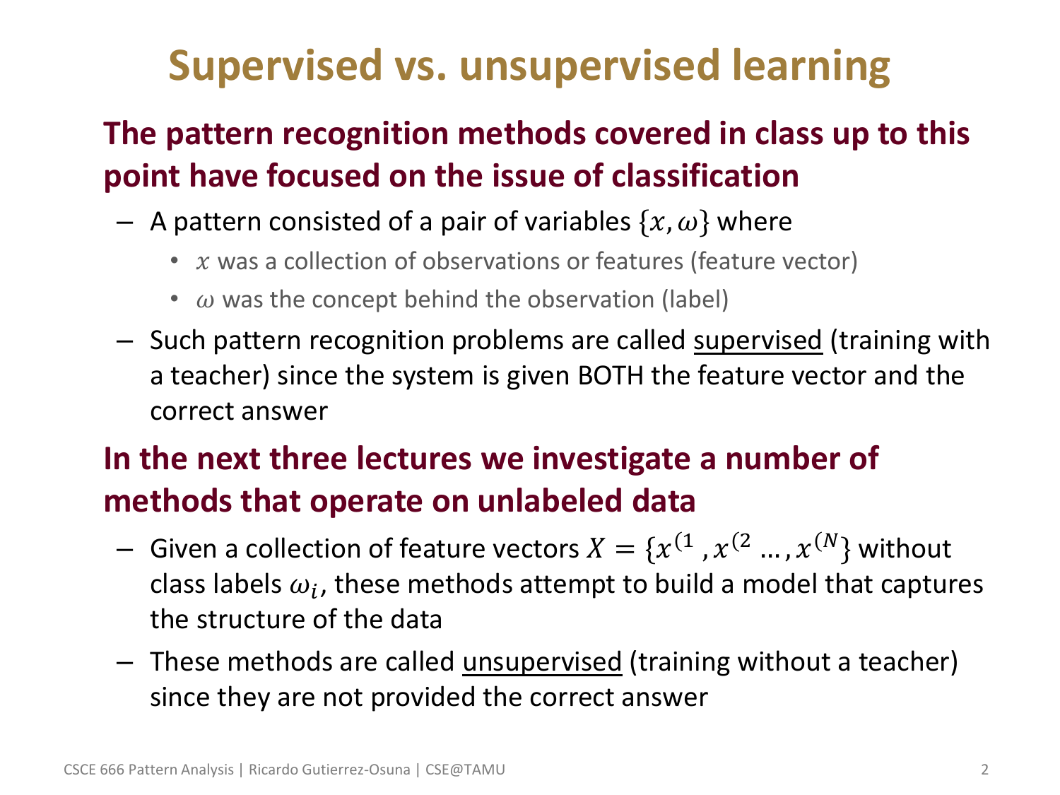# Supervised vs. unsupervised learning

**The pattern recognition methods covered in class up to this point have focused on the issue of classification**

- A pattern consisted of a pair of variables $\{x, \omega\}$ where
  - $x$ was a collection of observations or features (feature vector)
  - $\omega$ was the concept behind the observation (label)
- Such pattern recognition problems are called <u>supervised</u> (training with a teacher) since the system is given BOTH the feature vector and the correct answer

**In the next three lectures we investigate a number of methods that operate on unlabeled data**

- Given a collection of feature vectors $X = \{x^{(1}, x^{(2} \ldots, x^{(N)}\}$ without class labels $\omega_i$, these methods attempt to build a model that captures the structure of the data
- These methods are called <u>unsupervised</u> (training without a teacher) since they are not provided the correct answer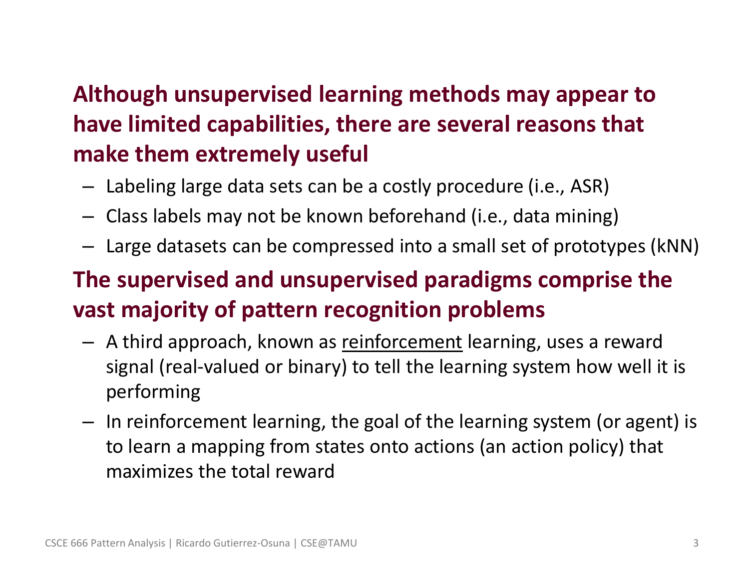**Although unsupervised learning methods may appear to have limited capabilities, there are several reasons that make them extremely useful**

- Labeling large data sets can be a costly procedure (i.e., ASR)
- Class labels may not be known beforehand (i.e., data mining)
- Large datasets can be compressed into a small set of prototypes (kNN)

**The supervised and unsupervised paradigms comprise the vast majority of pattern recognition problems**

- A third approach, known as <u>reinforcement</u> learning, uses a reward signal (real-valued or binary) to tell the learning system how well it is performing
- In reinforcement learning, the goal of the learning system (or agent) is to learn a mapping from states onto actions (an action policy) that maximizes the total reward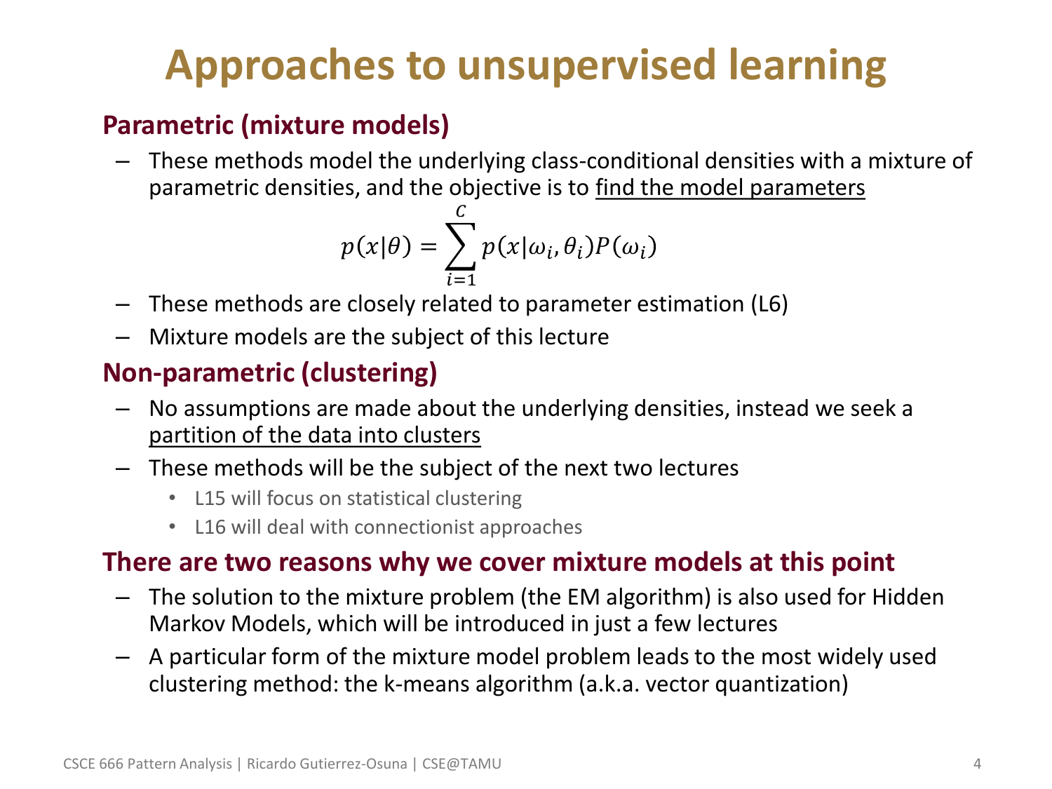# Approaches to unsupervised learning

### Parametric (mixture models)

- These methods model the underlying class-conditional densities with a mixture of parametric densities, and the objective is to <u>find the model parameters</u>

$$p(x|\theta) = \sum_{i=1}^{C} p(x|\omega_i, \theta_i) P(\omega_i)$$

- These methods are closely related to parameter estimation (L6)
- Mixture models are the subject of this lecture

### Non-parametric (clustering)

- No assumptions are made about the underlying densities, instead we seek a <u>partition of the data into clusters</u>
- These methods will be the subject of the next two lectures
  - L15 will focus on statistical clustering
  - L16 will deal with connectionist approaches

### There are two reasons why we cover mixture models at this point

- The solution to the mixture problem (the EM algorithm) is also used for Hidden Markov Models, which will be introduced in just a few lectures
- A particular form of the mixture model problem leads to the most widely used clustering method: the k-means algorithm (a.k.a. vector quantization)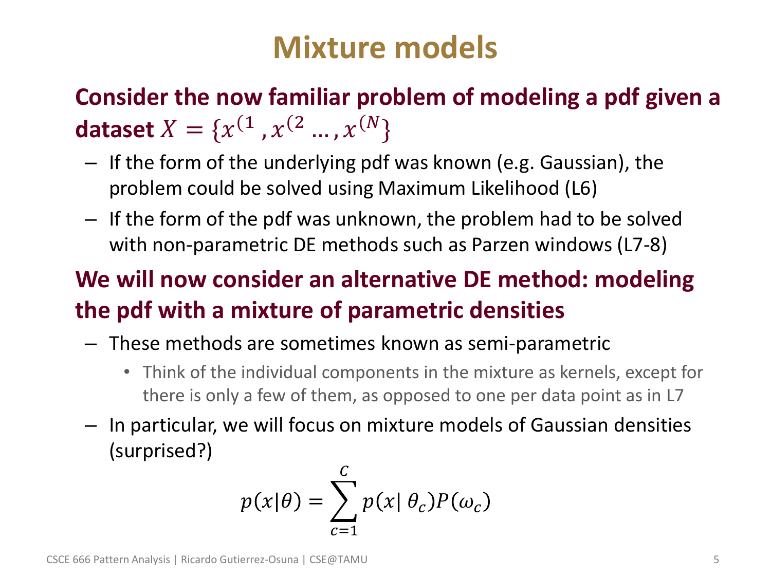# Mixture models

**Consider the now familiar problem of modeling a pdf given a dataset $X = \{x^{(1}, x^{(2} \ldots, x^{(N}\}$**

- If the form of the underlying pdf was known (e.g. Gaussian), the problem could be solved using Maximum Likelihood (L6)
- If the form of the pdf was unknown, the problem had to be solved with non-parametric DE methods such as Parzen windows (L7-8)

**We will now consider an alternative DE method: modeling the pdf with a mixture of parametric densities**

- These methods are sometimes known as semi-parametric
  - Think of the individual components in the mixture as kernels, except for there is only a few of them, as opposed to one per data point as in L7
- In particular, we will focus on mixture models of Gaussian densities (surprised?)

$$p(x|\theta) = \sum_{c=1}^{C} p(x|\,\theta_c) P(\omega_c)$$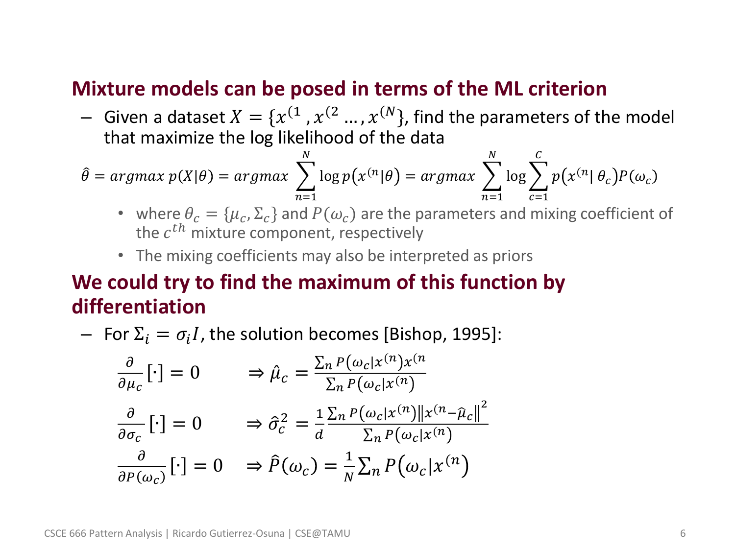## Mixture models can be posed in terms of the ML criterion

- Given a dataset $X = \{x^{(1}, x^{(2} \dots, x^{(N}\}$, find the parameters of the model that maximize the log likelihood of the data

$$\hat{\theta} = argmax\ p(X|\theta) = argmax \sum_{n=1}^{N} \log p\left(x^{(n}|\theta\right) = argmax \sum_{n=1}^{N} \log \sum_{c=1}^{C} p\left(x^{(n}|\ \theta_c\right) P(\omega_c)$$

  - where $\theta_c = \{\mu_c, \Sigma_c\}$ and $P(\omega_c)$ are the parameters and mixing coefficient of the $c^{th}$ mixture component, respectively
  - The mixing coefficients may also be interpreted as priors

## We could try to find the maximum of this function by differentiation

- For $\Sigma_i = \sigma_i I$, the solution becomes [Bishop, 1995]:

$$\frac{\partial}{\partial \mu_c}[\cdot] = 0 \qquad \Rightarrow \hat{\mu}_c = \frac{\sum_n P\left(\omega_c|x^{(n)}\right) x^{(n}}{\sum_n P\left(\omega_c|x^{(n)}\right)}$$

$$\frac{\partial}{\partial \sigma_c}[\cdot] = 0 \qquad \Rightarrow \hat{\sigma}_c^2 = \frac{1}{d} \frac{\sum_n P\left(\omega_c|x^{(n)}\right) \left\|x^{(n} - \hat{\mu}_c\right\|^2}{\sum_n P\left(\omega_c|x^{(n)}\right)}$$

$$\frac{\partial}{\partial P(\omega_c)}[\cdot] = 0 \quad \Rightarrow \hat{P}(\omega_c) = \frac{1}{N} \sum_n P\left(\omega_c|x^{(n)}\right)$$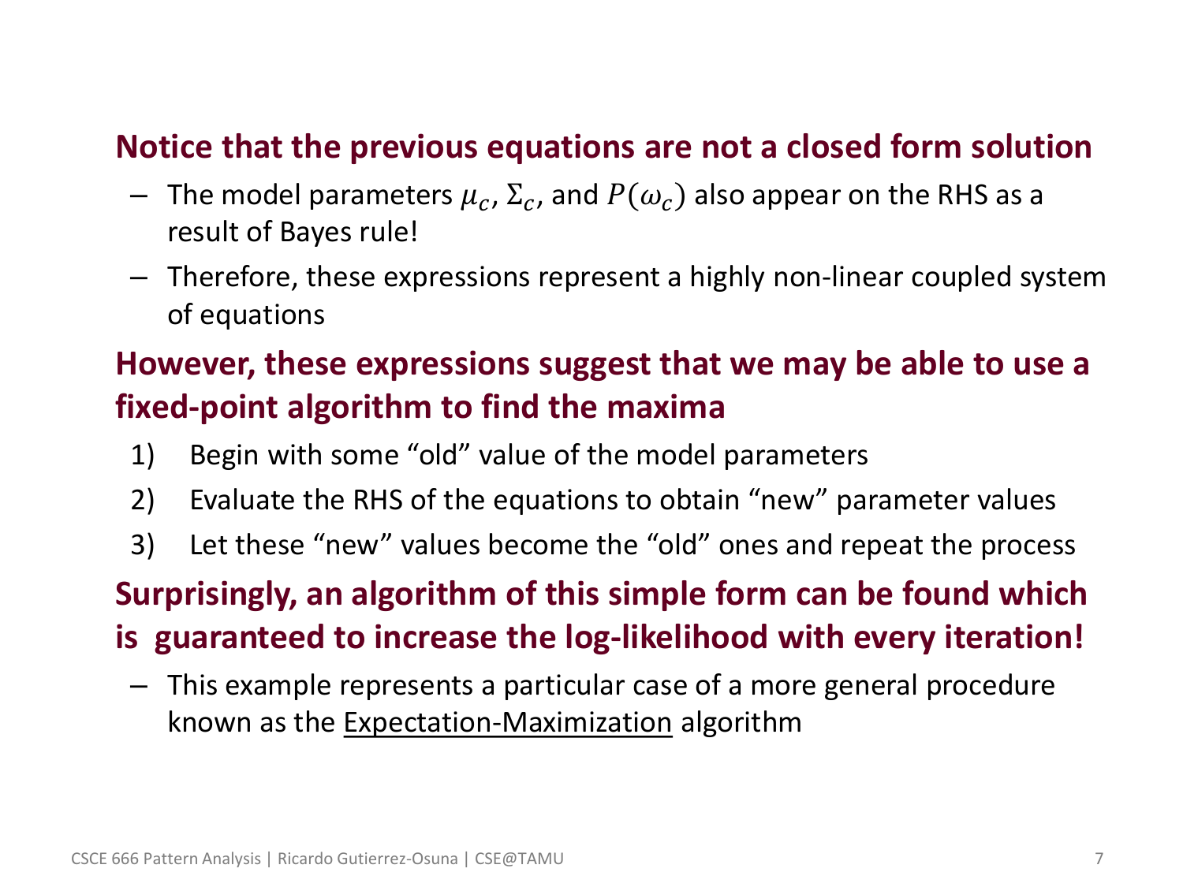**Notice that the previous equations are not a closed form solution**

- The model parameters $\mu_c$, $\Sigma_c$, and $P(\omega_c)$ also appear on the RHS as a result of Bayes rule!
- Therefore, these expressions represent a highly non-linear coupled system of equations

**However, these expressions suggest that we may be able to use a fixed-point algorithm to find the maxima**

1) Begin with some "old" value of the model parameters
2) Evaluate the RHS of the equations to obtain "new" parameter values
3) Let these "new" values become the "old" ones and repeat the process

**Surprisingly, an algorithm of this simple form can be found which is guaranteed to increase the log-likelihood with every iteration!**

- This example represents a particular case of a more general procedure known as the Expectation-Maximization algorithm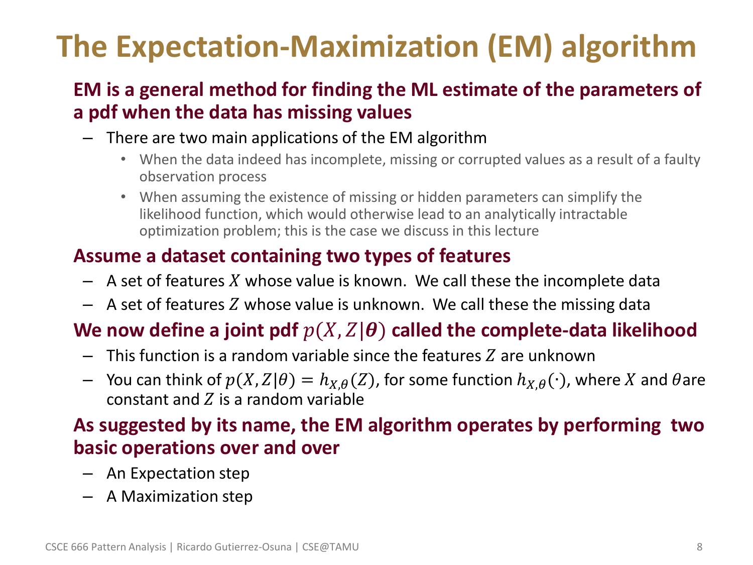# The Expectation-Maximization (EM) algorithm

**EM is a general method for finding the ML estimate of the parameters of a pdf when the data has missing values**

- There are two main applications of the EM algorithm
  - When the data indeed has incomplete, missing or corrupted values as a result of a faulty observation process
  - When assuming the existence of missing or hidden parameters can simplify the likelihood function, which would otherwise lead to an analytically intractable optimization problem; this is the case we discuss in this lecture

**Assume a dataset containing two types of features**

- A set of features $X$ whose value is known. We call these the incomplete data
- A set of features $Z$ whose value is unknown. We call these the missing data

**We now define a joint pdf $p(X, Z|\boldsymbol{\theta})$ called the complete-data likelihood**

- This function is a random variable since the features $Z$ are unknown
- You can think of $p(X, Z|\theta) = h_{X,\theta}(Z)$, for some function $h_{X,\theta}(\cdot)$, where $X$ and $\theta$ are constant and $Z$ is a random variable

**As suggested by its name, the EM algorithm operates by performing two basic operations over and over**

- An Expectation step
- A Maximization step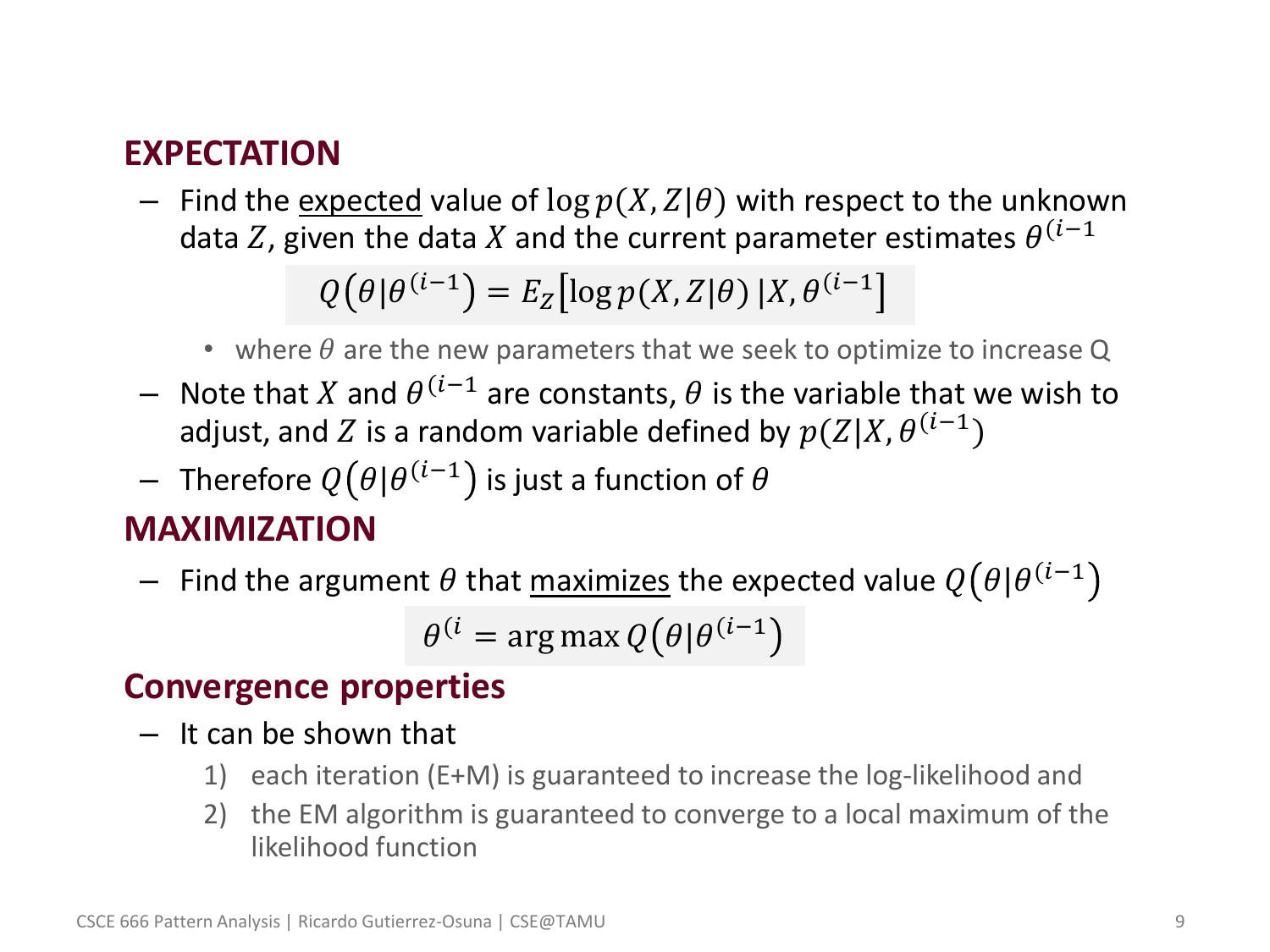## EXPECTATION

- Find the expected value of $\log p(X, Z|\theta)$ with respect to the unknown data $Z$, given the data $X$ and the current parameter estimates $\theta^{(i-1}$

$$Q\left(\theta|\theta^{(i-1)}\right) = E_Z\left[\log p(X, Z|\theta)\,|X, \theta^{(i-1)}\right]$$

  - where $\theta$ are the new parameters that we seek to optimize to increase Q
- Note that $X$ and $\theta^{(i-1}$ are constants, $\theta$ is the variable that we wish to adjust, and $Z$ is a random variable defined by $p(Z|X, \theta^{(i-1)})$
- Therefore $Q\left(\theta|\theta^{(i-1)}\right)$ is just a function of $\theta$

## MAXIMIZATION

- Find the argument $\theta$ that maximizes the expected value $Q\left(\theta|\theta^{(i-1)}\right)$

$$\theta^{(i} = \arg\max Q\left(\theta|\theta^{(i-1)}\right)$$

## Convergence properties

- It can be shown that
  1) each iteration (E+M) is guaranteed to increase the log-likelihood and
  2) the EM algorithm is guaranteed to converge to a local maximum of the likelihood function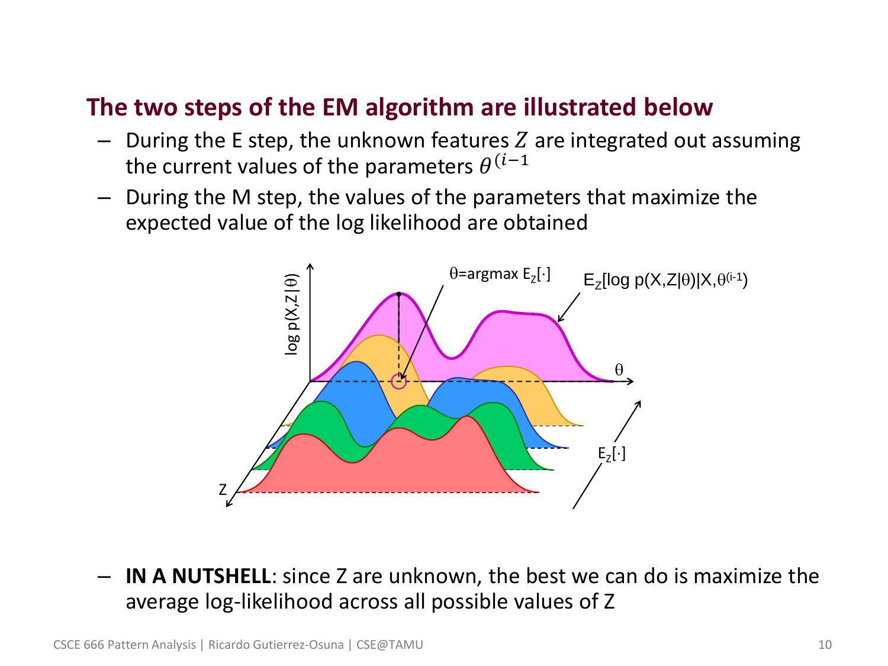**The two steps of the EM algorithm are illustrated below**

- During the E step, the unknown features $Z$ are integrated out assuming the current values of the parameters $\theta^{(i-1}$
- During the M step, the values of the parameters that maximize the expected value of the log likelihood are obtained

- **IN A NUTSHELL**: since Z are unknown, the best we can do is maximize the average log-likelihood across all possible values of Z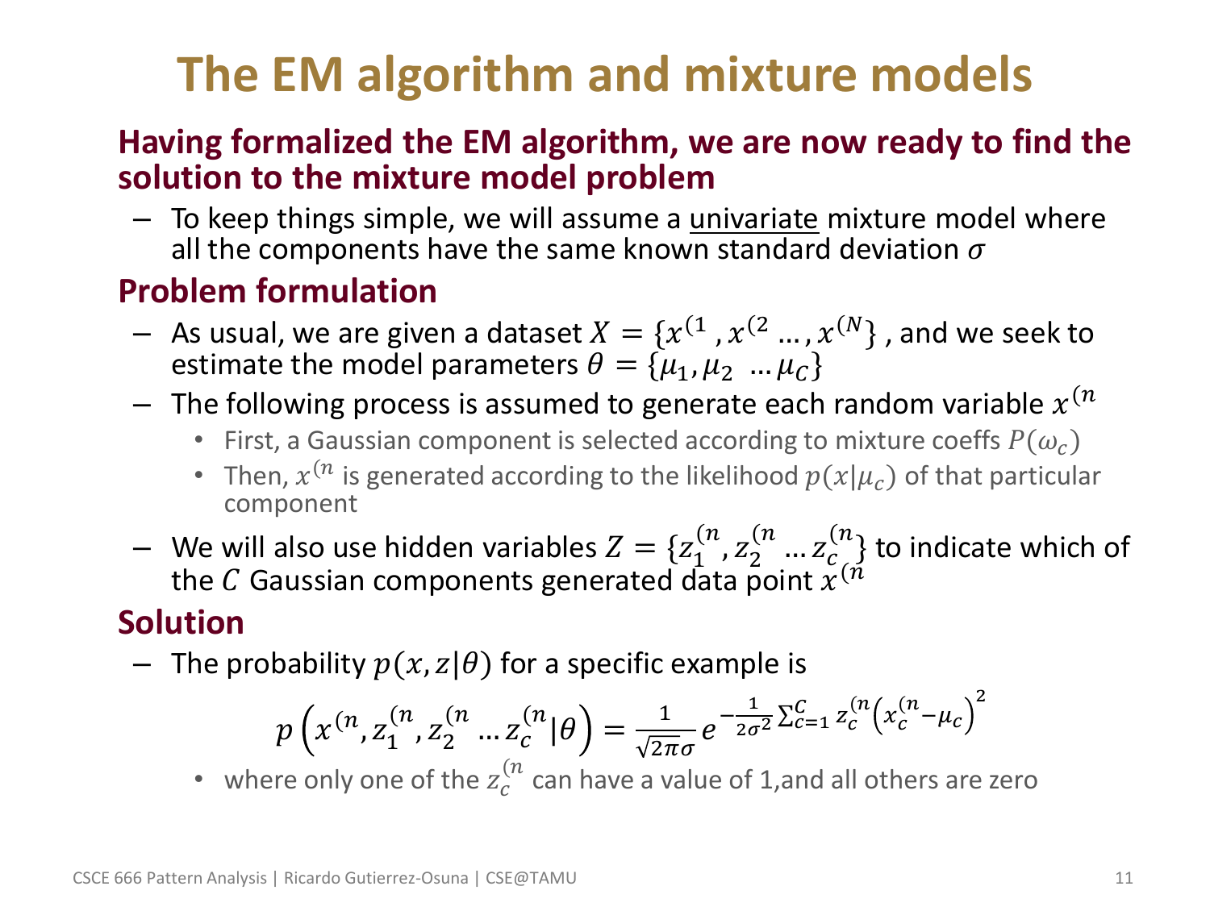# The EM algorithm and mixture models

**Having formalized the EM algorithm, we are now ready to find the solution to the mixture model problem**

- To keep things simple, we will assume a <u>univariate</u> mixture model where all the components have the same known standard deviation $\sigma$

**Problem formulation**

- As usual, we are given a dataset $X = \{x^{(1}, x^{(2} \ldots, x^{(N}\}$, and we seek to estimate the model parameters $\theta = \{\mu_1, \mu_2 \ \ldots \mu_C\}$
- The following process is assumed to generate each random variable $x^{(n}$
  - First, a Gaussian component is selected according to mixture coeffs $P(\omega_c)$
  - Then, $x^{(n}$ is generated according to the likelihood $p(x|\mu_c)$ of that particular component
- We will also use hidden variables $Z = \{z_1^{(n}, z_2^{(n} \ldots z_c^{(n}\}$ to indicate which of the $C$ Gaussian components generated data point $x^{(n}$

**Solution**

- The probability $p(x, z|\theta)$ for a specific example is

$$p\left(x^{(n}, z_1^{(n}, z_2^{(n} \ldots z_c^{(n} | \theta\right) = \frac{1}{\sqrt{2\pi}\sigma} e^{-\frac{1}{2\sigma^2}\sum_{c=1}^{C} z_c^{(n}\left(x_c^{(n} - \mu_c\right)^2}$$

  - where only one of the $z_c^{(n}$ can have a value of 1,and all others are zero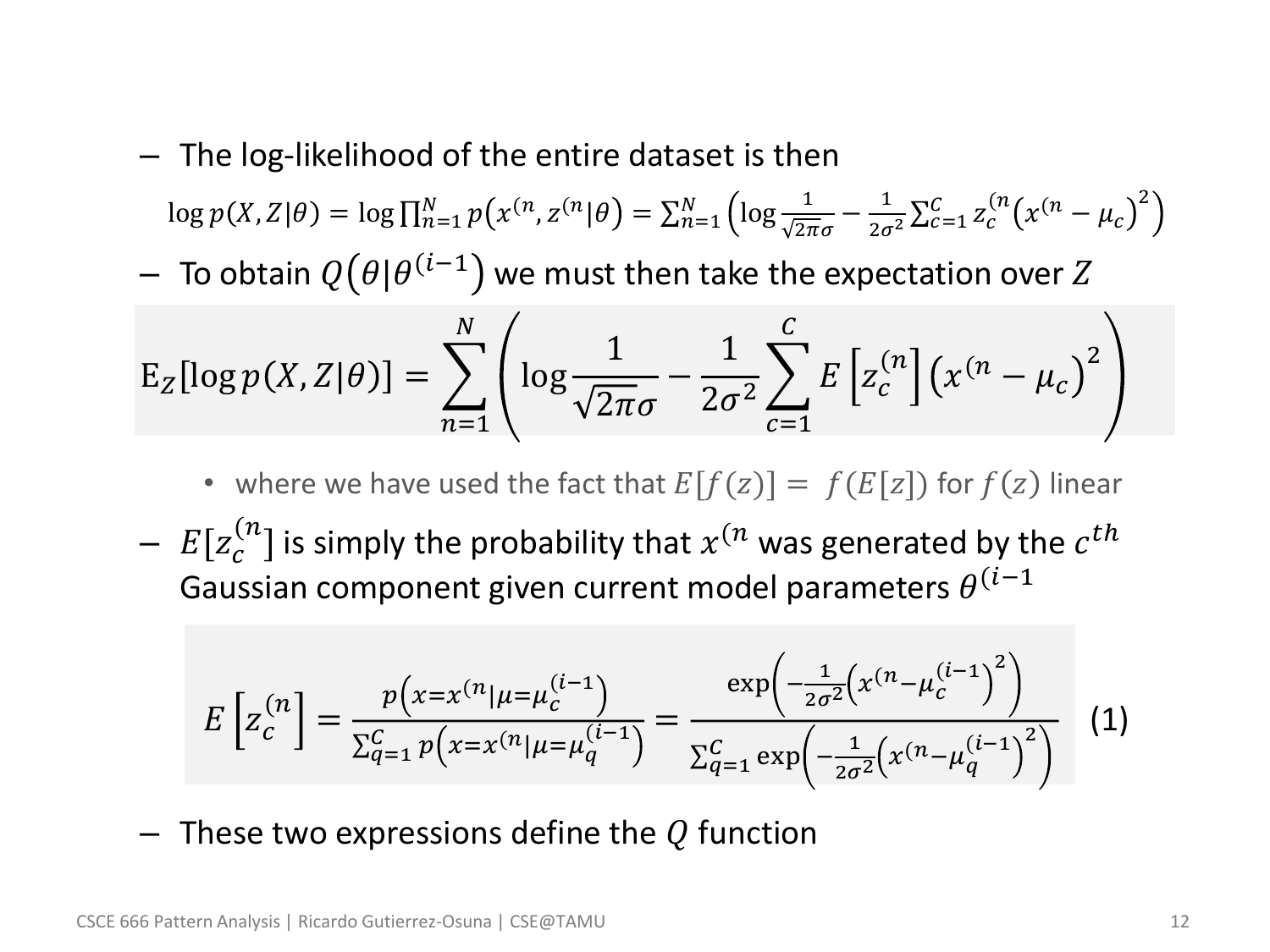- The log-likelihood of the entire dataset is then

$$\log p(X,Z|\theta) = \log \prod_{n=1}^{N} p\left(x^{(n}, z^{(n}|\theta\right) = \sum_{n=1}^{N} \left( \log \frac{1}{\sqrt{2\pi}\sigma} - \frac{1}{2\sigma^2} \sum_{c=1}^{C} z_c^{(n} \left(x^{(n} - \mu_c\right)^2 \right)$$

- To obtain $Q\left(\theta|\theta^{(i-1)}\right)$ we must then take the expectation over $Z$

$$\mathrm{E}_Z[\log p(X,Z|\theta)] = \sum_{n=1}^{N} \left( \log \frac{1}{\sqrt{2\pi}\sigma} - \frac{1}{2\sigma^2} \sum_{c=1}^{C} E\left[z_c^{(n}\right] \left(x^{(n} - \mu_c\right)^2 \right)$$

  - where we have used the fact that $E[f(z)] = f(E[z])$ for $f(z)$ linear

- $E[z_c^{(n}]$ is simply the probability that $x^{(n}$ was generated by the $c^{th}$ Gaussian component given current model parameters $\theta^{(i-1}$

$$E\left[z_c^{(n}\right] = \frac{p\left(x=x^{(n}|\mu=\mu_c^{(i-1)}\right)}{\sum_{q=1}^{C} p\left(x=x^{(n}|\mu=\mu_q^{(i-1)}\right)} = \frac{\exp\left(-\frac{1}{2\sigma^2}\left(x^{(n}-\mu_c^{(i-1)}\right)^2\right)}{\sum_{q=1}^{C} \exp\left(-\frac{1}{2\sigma^2}\left(x^{(n}-\mu_q^{(i-1)}\right)^2\right)} \quad (1)$$

- These two expressions define the $Q$ function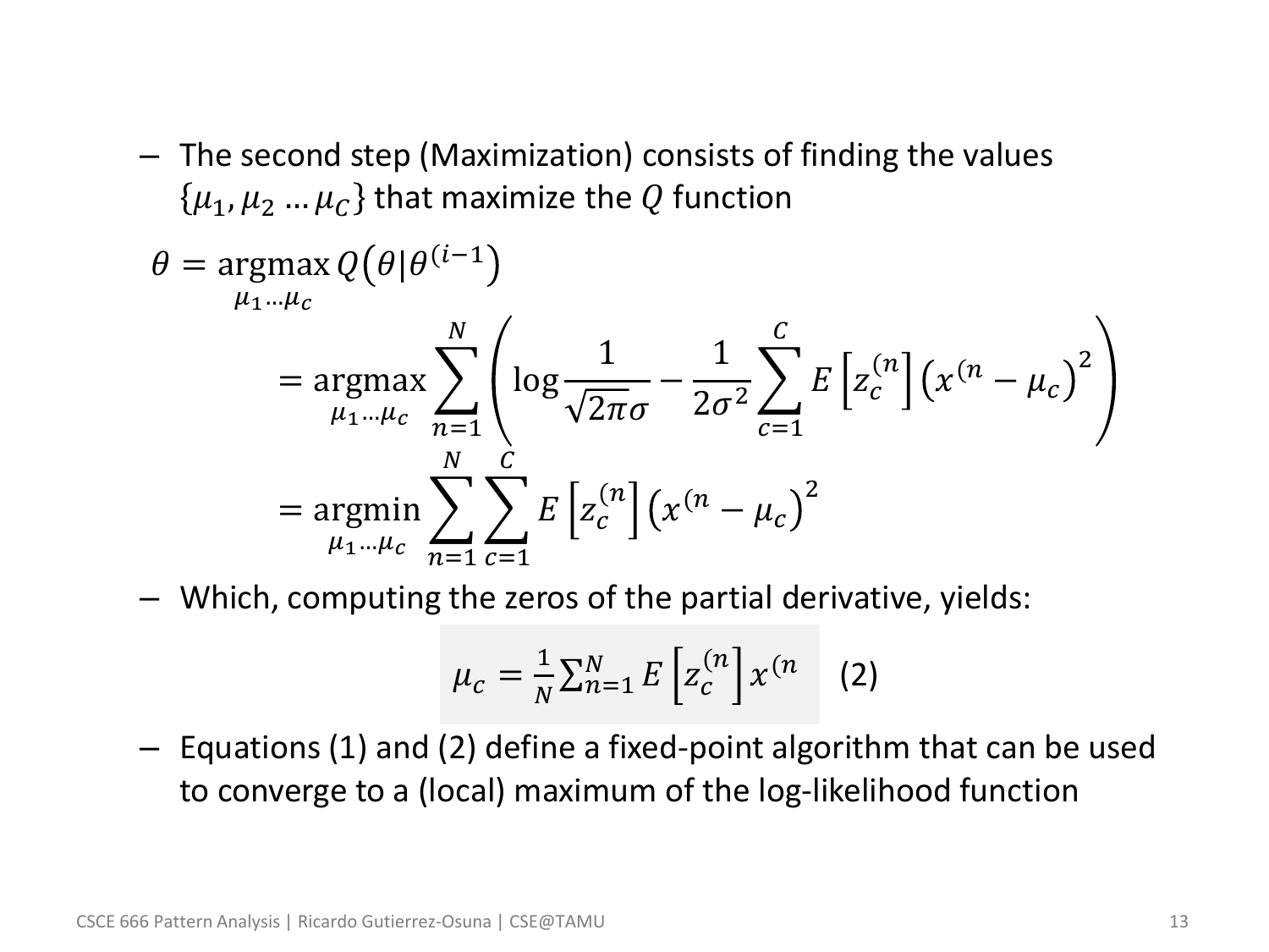- The second step (Maximization) consists of finding the values $\{\mu_1, \mu_2 \ldots \mu_C\}$ that maximize the $Q$ function

$$
\begin{aligned}
\theta &= \underset{\mu_1 \ldots \mu_c}{\operatorname{argmax}}\, Q\left(\theta|\theta^{(i-1)}\right) \\
&= \underset{\mu_1 \ldots \mu_c}{\operatorname{argmax}} \sum_{n=1}^{N} \left( \log \frac{1}{\sqrt{2\pi}\sigma} - \frac{1}{2\sigma^2} \sum_{c=1}^{C} E\left[z_c^{(n}\right] \left(x^{(n} - \mu_c\right)^2 \right) \\
&= \underset{\mu_1 \ldots \mu_c}{\operatorname{argmin}} \sum_{n=1}^{N} \sum_{c=1}^{C} E\left[z_c^{(n}\right] \left(x^{(n} - \mu_c\right)^2
\end{aligned}
$$

- Which, computing the zeros of the partial derivative, yields:

$$
\mu_c = \frac{1}{N} \sum_{n=1}^{N} E\left[z_c^{(n}\right] x^{(n} \quad (2)
$$

- Equations (1) and (2) define a fixed-point algorithm that can be used to converge to a (local) maximum of the log-likelihood function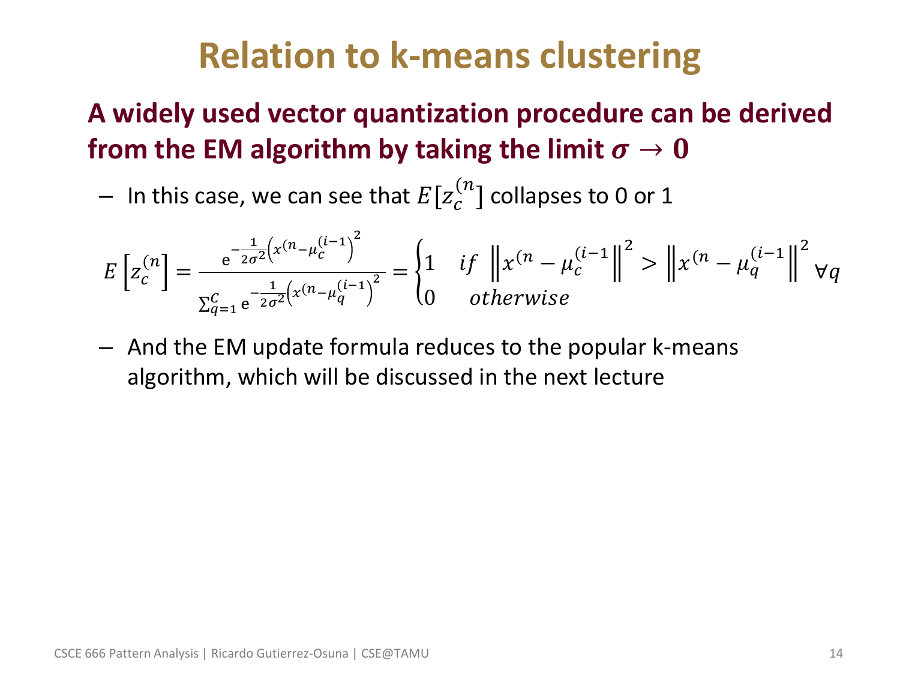# Relation to k-means clustering

**A widely used vector quantization procedure can be derived from the EM algorithm by taking the limit $\sigma \rightarrow 0$**

- In this case, we can see that $E[z_c^{(n}]$ collapses to 0 or 1

$$E\left[z_c^{(n}\right] = \frac{e^{-\frac{1}{2\sigma^2}\left(x^{(n}-\mu_c^{(i-1}\right)^2}}{\sum_{q=1}^{C} e^{-\frac{1}{2\sigma^2}\left(x^{(n}-\mu_q^{(i-1}\right)^2}} = \begin{cases} 1 & if \;\; \left\|x^{(n} - \mu_c^{(i-1}\right\|^2 > \left\|x^{(n} - \mu_q^{(i-1}\right\|^2 \; \forall q \\ 0 & otherwise \end{cases}$$

- And the EM update formula reduces to the popular k-means algorithm, which will be discussed in the next lecture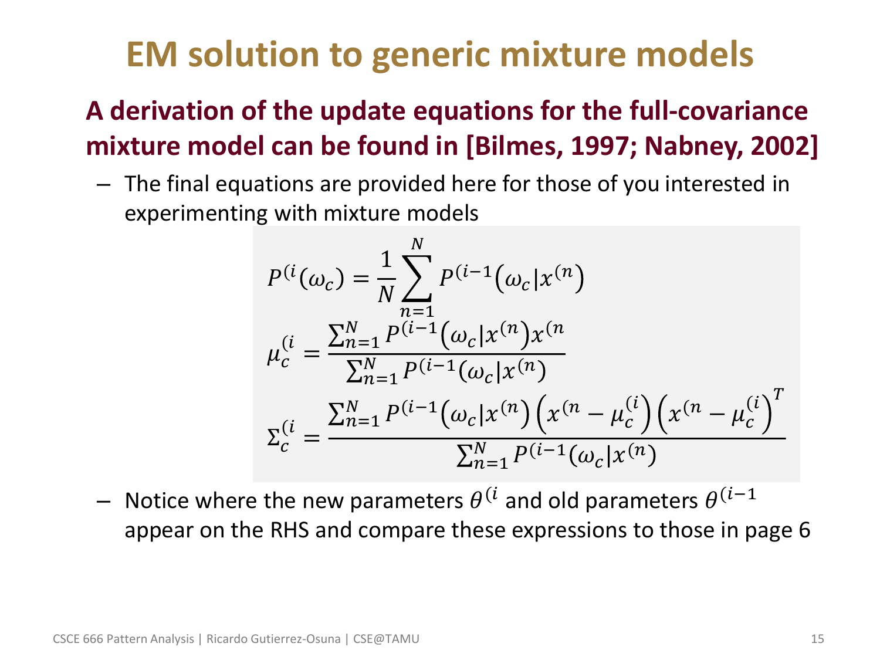# EM solution to generic mixture models

**A derivation of the update equations for the full-covariance mixture model can be found in [Bilmes, 1997; Nabney, 2002]**

- The final equations are provided here for those of you interested in experimenting with mixture models

$$P^{(i}(\omega_c) = \frac{1}{N}\sum_{n=1}^{N} P^{(i-1}\left(\omega_c | x^{(n)}\right)$$

$$\mu_c^{(i} = \frac{\sum_{n=1}^{N} P^{(i-1}\left(\omega_c | x^{(n)}\right) x^{(n}}{\sum_{n=1}^{N} P^{(i-1}\left(\omega_c | x^{(n)}\right)}$$

$$\Sigma_c^{(i} = \frac{\sum_{n=1}^{N} P^{(i-1}\left(\omega_c | x^{(n)}\right)\left(x^{(n} - \mu_c^{(i)}\right)\left(x^{(n} - \mu_c^{(i)}\right)^T}{\sum_{n=1}^{N} P^{(i-1}\left(\omega_c | x^{(n)}\right)}$$

- Notice where the new parameters $\theta^{(i}$ and old parameters $\theta^{(i-1}$ appear on the RHS and compare these expressions to those in page 6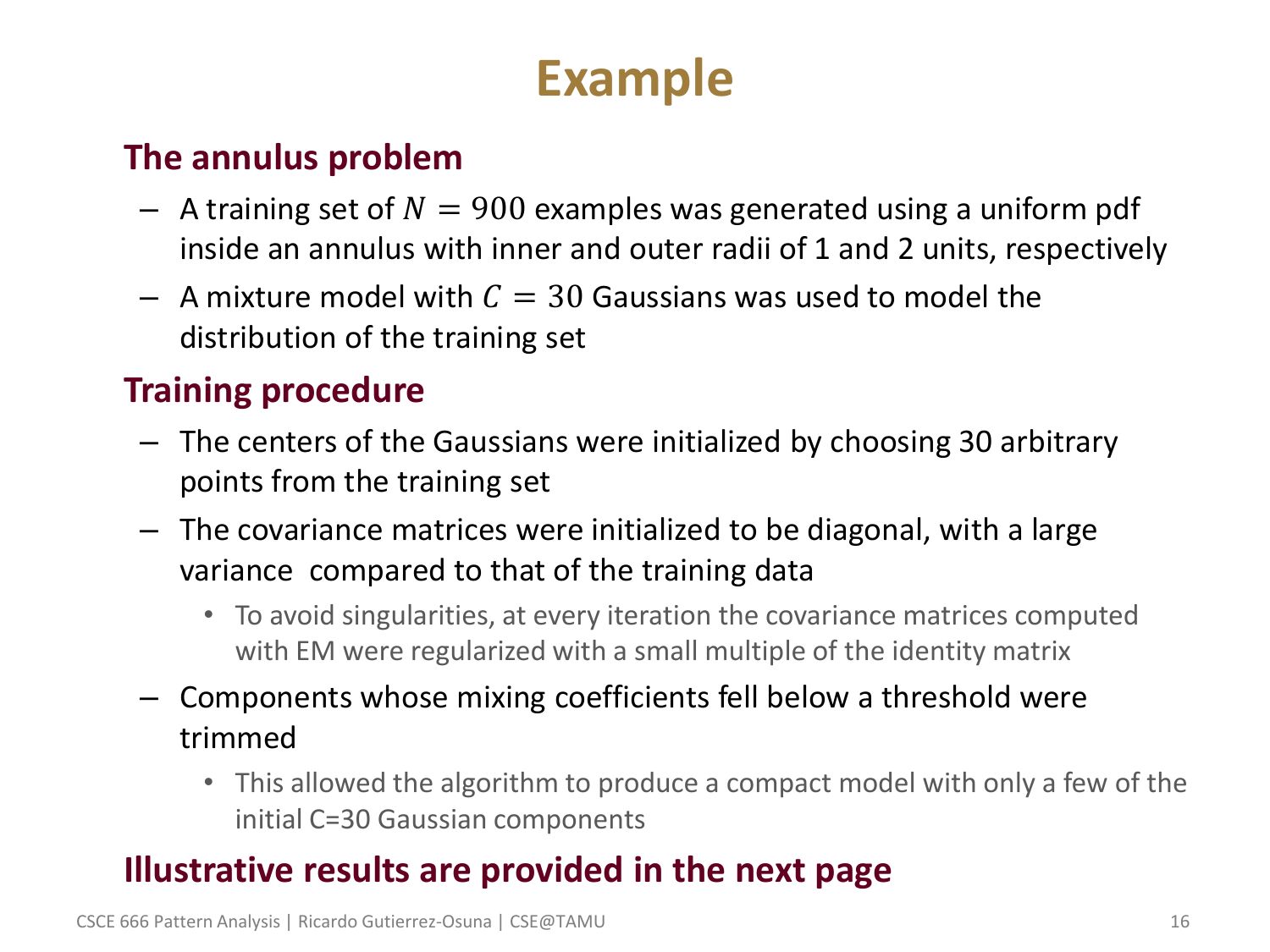# Example

## The annulus problem

- A training set of $N = 900$ examples was generated using a uniform pdf inside an annulus with inner and outer radii of 1 and 2 units, respectively
- A mixture model with $C = 30$ Gaussians was used to model the distribution of the training set

## Training procedure

- The centers of the Gaussians were initialized by choosing 30 arbitrary points from the training set
- The covariance matrices were initialized to be diagonal, with a large variance compared to that of the training data
  - To avoid singularities, at every iteration the covariance matrices computed with EM were regularized with a small multiple of the identity matrix
- Components whose mixing coefficients fell below a threshold were trimmed
  - This allowed the algorithm to produce a compact model with only a few of the initial C=30 Gaussian components

## Illustrative results are provided in the next page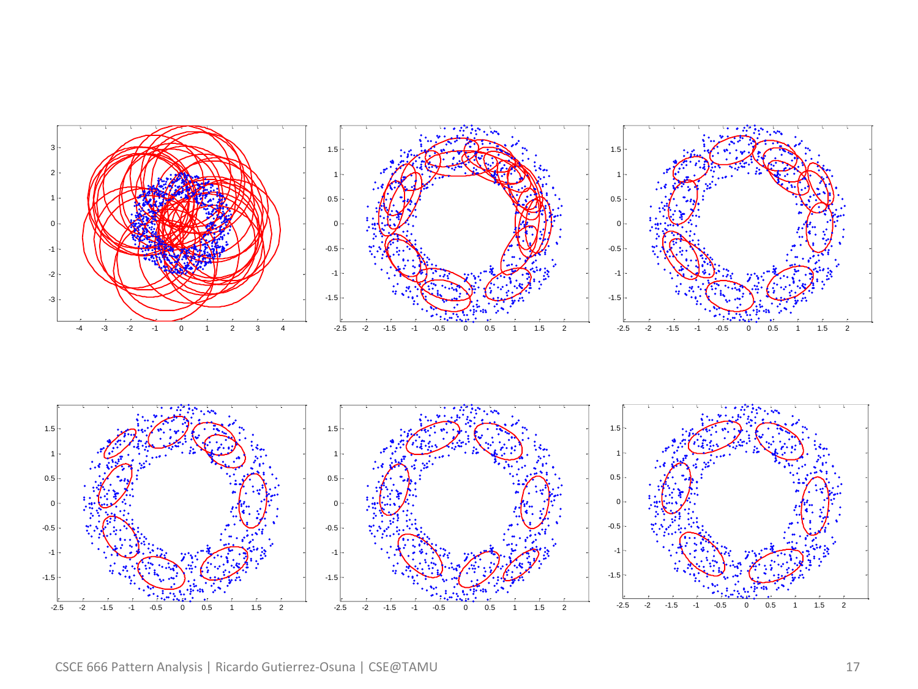3
2
1
0
-1
-2
-3
-4 -3 -2 -1 0 1 2 3 4

1.5
1
0.5
0
-0.5
-1
-1.5
-2.5 -2 -1.5 -1 -0.5 0 0.5 1 1.5 2

1.5
1
0.5
0
-0.5
-1
-1.5
-2.5 -2 -1.5 -1 -0.5 0 0.5 1 1.5 2

1.5
1
0.5
0
-0.5
-1
-1.5
-2.5 -2 -1.5 -1 -0.5 0 0.5 1 1.5 2

1.5
1
0.5
0
-0.5
-1
-1.5
-2.5 -2 -1.5 -1 -0.5 0 0.5 1 1.5 2

1.5
1
0.5
0
-0.5
-1
-1.5
-2.5 -2 -1.5 -1 -0.5 0 0.5 1 1.5 2